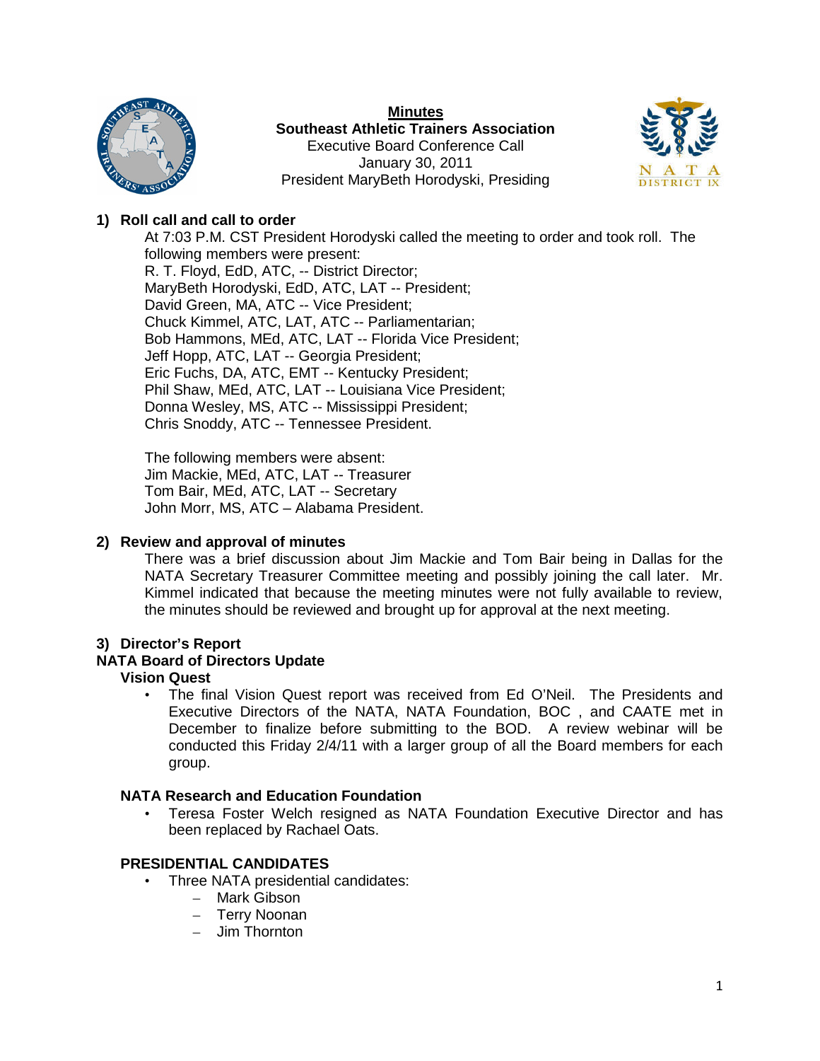**Minutes**
**Southeast Athletic Trainers Association**
Executive Board Conference Call
January 30, 2011
President MaryBeth Horodyski, Presiding

## 1) Roll call and call to order

At 7:03 P.M. CST President Horodyski called the meeting to order and took roll. The following members were present:
R. T. Floyd, EdD, ATC, -- District Director;
MaryBeth Horodyski, EdD, ATC, LAT -- President;
David Green, MA, ATC -- Vice President;
Chuck Kimmel, ATC, LAT, ATC -- Parliamentarian;
Bob Hammons, MEd, ATC, LAT -- Florida Vice President;
Jeff Hopp, ATC, LAT -- Georgia President;
Eric Fuchs, DA, ATC, EMT -- Kentucky President;
Phil Shaw, MEd, ATC, LAT -- Louisiana Vice President;
Donna Wesley, MS, ATC -- Mississippi President;
Chris Snoddy, ATC -- Tennessee President.

The following members were absent:
Jim Mackie, MEd, ATC, LAT -- Treasurer
Tom Bair, MEd, ATC, LAT -- Secretary
John Morr, MS, ATC – Alabama President.

## 2) Review and approval of minutes

There was a brief discussion about Jim Mackie and Tom Bair being in Dallas for the NATA Secretary Treasurer Committee meeting and possibly joining the call later. Mr. Kimmel indicated that because the meeting minutes were not fully available to review, the minutes should be reviewed and brought up for approval at the next meeting.

## 3) Director's Report

## NATA Board of Directors Update

### Vision Quest

- The final Vision Quest report was received from Ed O'Neil. The Presidents and Executive Directors of the NATA, NATA Foundation, BOC , and CAATE met in December to finalize before submitting to the BOD. A review webinar will be conducted this Friday 2/4/11 with a larger group of all the Board members for each group.

### NATA Research and Education Foundation

- Teresa Foster Welch resigned as NATA Foundation Executive Director and has been replaced by Rachael Oats.

### PRESIDENTIAL CANDIDATES

- Three NATA presidential candidates:
  - Mark Gibson
  - Terry Noonan
  - Jim Thornton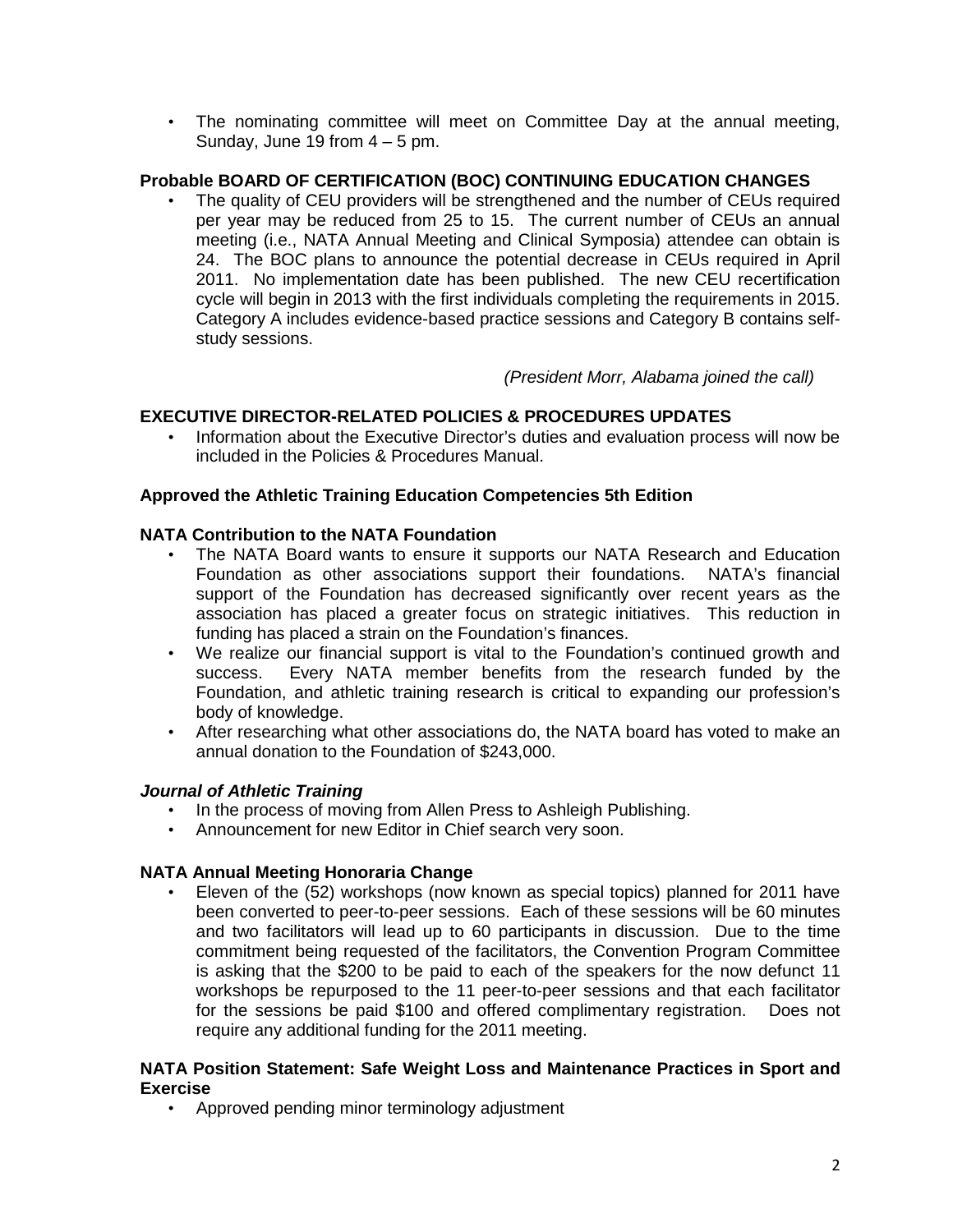- The nominating committee will meet on Committee Day at the annual meeting, Sunday, June 19 from 4 – 5 pm.

**Probable BOARD OF CERTIFICATION (BOC) CONTINUING EDUCATION CHANGES**

- The quality of CEU providers will be strengthened and the number of CEUs required per year may be reduced from 25 to 15. The current number of CEUs an annual meeting (i.e., NATA Annual Meeting and Clinical Symposia) attendee can obtain is 24. The BOC plans to announce the potential decrease in CEUs required in April 2011. No implementation date has been published. The new CEU recertification cycle will begin in 2013 with the first individuals completing the requirements in 2015. Category A includes evidence-based practice sessions and Category B contains self-study sessions.

*(President Morr, Alabama joined the call)*

**EXECUTIVE DIRECTOR-RELATED POLICIES & PROCEDURES UPDATES**

- Information about the Executive Director's duties and evaluation process will now be included in the Policies & Procedures Manual.

**Approved the Athletic Training Education Competencies 5th Edition**

**NATA Contribution to the NATA Foundation**

- The NATA Board wants to ensure it supports our NATA Research and Education Foundation as other associations support their foundations. NATA's financial support of the Foundation has decreased significantly over recent years as the association has placed a greater focus on strategic initiatives. This reduction in funding has placed a strain on the Foundation's finances.
- We realize our financial support is vital to the Foundation's continued growth and success. Every NATA member benefits from the research funded by the Foundation, and athletic training research is critical to expanding our profession's body of knowledge.
- After researching what other associations do, the NATA board has voted to make an annual donation to the Foundation of $243,000.

***Journal of Athletic Training***

- In the process of moving from Allen Press to Ashleigh Publishing.
- Announcement for new Editor in Chief search very soon.

**NATA Annual Meeting Honoraria Change**

- Eleven of the (52) workshops (now known as special topics) planned for 2011 have been converted to peer-to-peer sessions. Each of these sessions will be 60 minutes and two facilitators will lead up to 60 participants in discussion. Due to the time commitment being requested of the facilitators, the Convention Program Committee is asking that the $200 to be paid to each of the speakers for the now defunct 11 workshops be repurposed to the 11 peer-to-peer sessions and that each facilitator for the sessions be paid $100 and offered complimentary registration. Does not require any additional funding for the 2011 meeting.

**NATA Position Statement: Safe Weight Loss and Maintenance Practices in Sport and Exercise**

- Approved pending minor terminology adjustment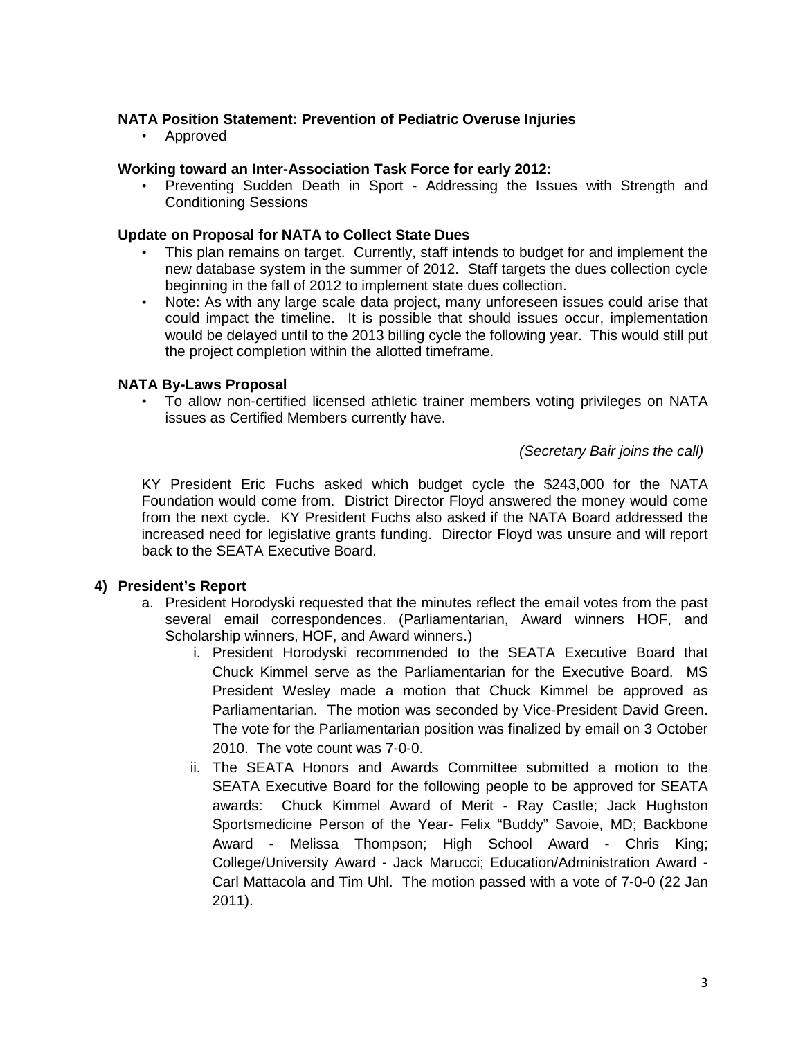**NATA Position Statement: Prevention of Pediatric Overuse Injuries**

- Approved

**Working toward an Inter-Association Task Force for early 2012:**

- Preventing Sudden Death in Sport - Addressing the Issues with Strength and Conditioning Sessions

**Update on Proposal for NATA to Collect State Dues**

- This plan remains on target. Currently, staff intends to budget for and implement the new database system in the summer of 2012. Staff targets the dues collection cycle beginning in the fall of 2012 to implement state dues collection.
- Note: As with any large scale data project, many unforeseen issues could arise that could impact the timeline. It is possible that should issues occur, implementation would be delayed until to the 2013 billing cycle the following year. This would still put the project completion within the allotted timeframe.

**NATA By-Laws Proposal**

- To allow non-certified licensed athletic trainer members voting privileges on NATA issues as Certified Members currently have.

*(Secretary Bair joins the call)*

KY President Eric Fuchs asked which budget cycle the $243,000 for the NATA Foundation would come from. District Director Floyd answered the money would come from the next cycle. KY President Fuchs also asked if the NATA Board addressed the increased need for legislative grants funding. Director Floyd was unsure and will report back to the SEATA Executive Board.

**4) President's Report**

a. President Horodyski requested that the minutes reflect the email votes from the past several email correspondences. (Parliamentarian, Award winners HOF, and Scholarship winners, HOF, and Award winners.)

  i. President Horodyski recommended to the SEATA Executive Board that Chuck Kimmel serve as the Parliamentarian for the Executive Board. MS President Wesley made a motion that Chuck Kimmel be approved as Parliamentarian. The motion was seconded by Vice-President David Green. The vote for the Parliamentarian position was finalized by email on 3 October 2010. The vote count was 7-0-0.

  ii. The SEATA Honors and Awards Committee submitted a motion to the SEATA Executive Board for the following people to be approved for SEATA awards: Chuck Kimmel Award of Merit - Ray Castle; Jack Hughston Sportsmedicine Person of the Year- Felix "Buddy" Savoie, MD; Backbone Award - Melissa Thompson; High School Award - Chris King; College/University Award - Jack Marucci; Education/Administration Award - Carl Mattacola and Tim Uhl. The motion passed with a vote of 7-0-0 (22 Jan 2011).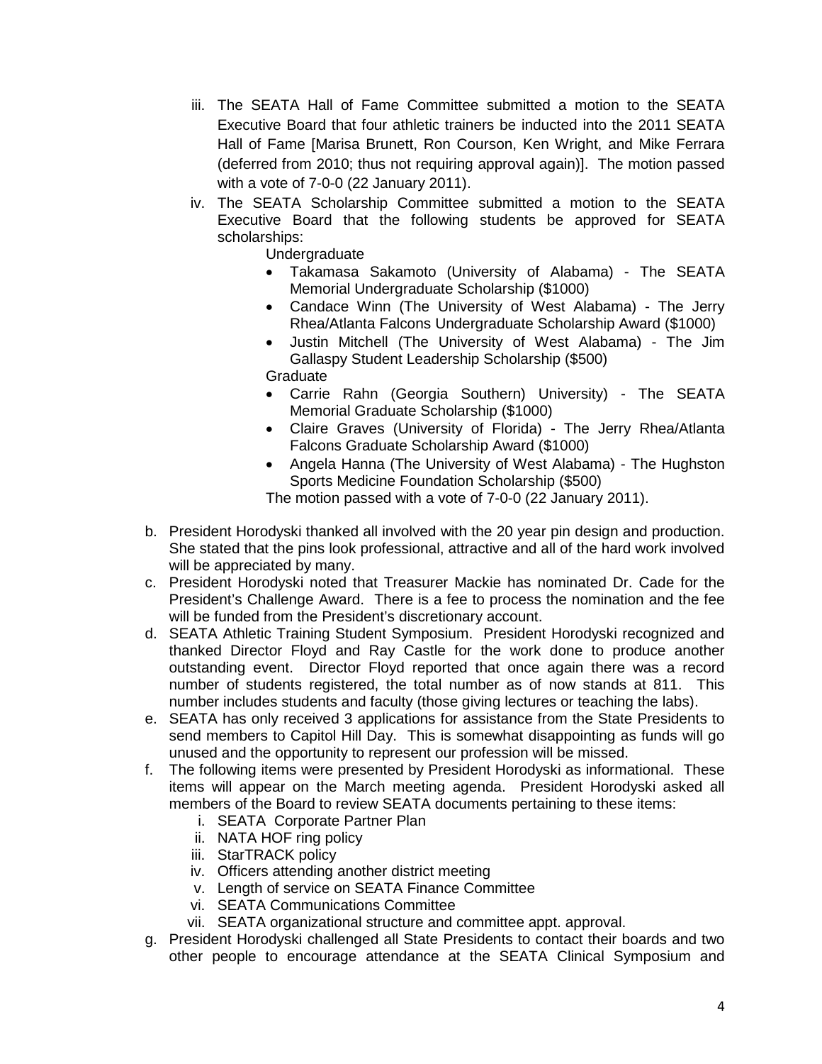iii. The SEATA Hall of Fame Committee submitted a motion to the SEATA Executive Board that four athletic trainers be inducted into the 2011 SEATA Hall of Fame [Marisa Brunett, Ron Courson, Ken Wright, and Mike Ferrara (deferred from 2010; thus not requiring approval again)]. The motion passed with a vote of 7-0-0 (22 January 2011).

   iv. The SEATA Scholarship Committee submitted a motion to the SEATA Executive Board that the following students be approved for SEATA scholarships:

      Undergraduate

      - Takamasa Sakamoto (University of Alabama) - The SEATA Memorial Undergraduate Scholarship ($1000)
      - Candace Winn (The University of West Alabama) - The Jerry Rhea/Atlanta Falcons Undergraduate Scholarship Award ($1000)
      - Justin Mitchell (The University of West Alabama) - The Jim Gallaspy Student Leadership Scholarship ($500)

      Graduate

      - Carrie Rahn (Georgia Southern) University) - The SEATA Memorial Graduate Scholarship ($1000)
      - Claire Graves (University of Florida) - The Jerry Rhea/Atlanta Falcons Graduate Scholarship Award ($1000)
      - Angela Hanna (The University of West Alabama) - The Hughston Sports Medicine Foundation Scholarship ($500)

      The motion passed with a vote of 7-0-0 (22 January 2011).

b. President Horodyski thanked all involved with the 20 year pin design and production. She stated that the pins look professional, attractive and all of the hard work involved will be appreciated by many.

c. President Horodyski noted that Treasurer Mackie has nominated Dr. Cade for the President's Challenge Award. There is a fee to process the nomination and the fee will be funded from the President's discretionary account.

d. SEATA Athletic Training Student Symposium. President Horodyski recognized and thanked Director Floyd and Ray Castle for the work done to produce another outstanding event. Director Floyd reported that once again there was a record number of students registered, the total number as of now stands at 811. This number includes students and faculty (those giving lectures or teaching the labs).

e. SEATA has only received 3 applications for assistance from the State Presidents to send members to Capitol Hill Day. This is somewhat disappointing as funds will go unused and the opportunity to represent our profession will be missed.

f. The following items were presented by President Horodyski as informational. These items will appear on the March meeting agenda. President Horodyski asked all members of the Board to review SEATA documents pertaining to these items:
   i. SEATA Corporate Partner Plan
   ii. NATA HOF ring policy
   iii. StarTRACK policy
   iv. Officers attending another district meeting
   v. Length of service on SEATA Finance Committee
   vi. SEATA Communications Committee
   vii. SEATA organizational structure and committee appt. approval.

g. President Horodyski challenged all State Presidents to contact their boards and two other people to encourage attendance at the SEATA Clinical Symposium and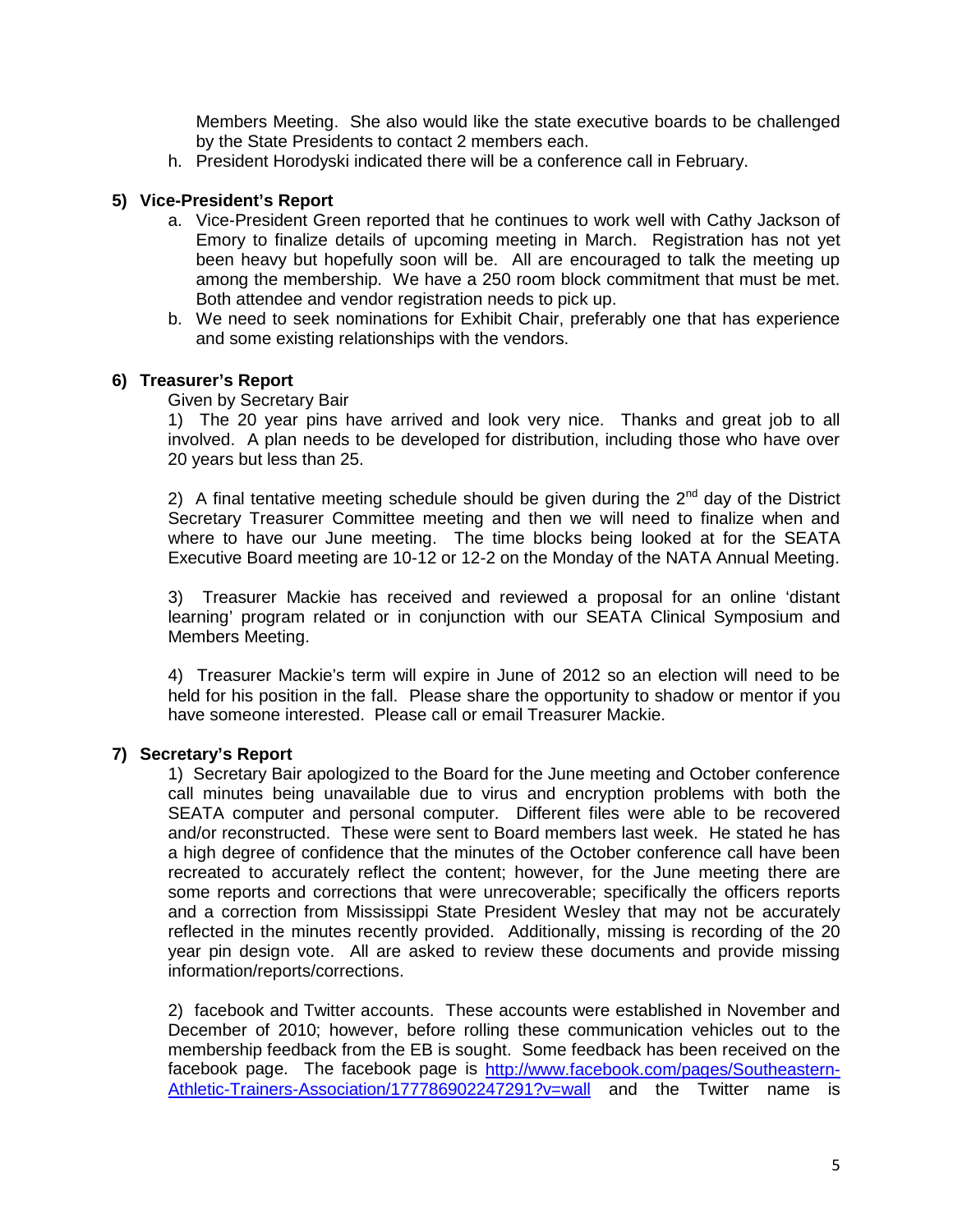Members Meeting. She also would like the state executive boards to be challenged by the State Presidents to contact 2 members each.

h. President Horodyski indicated there will be a conference call in February.

**5) Vice-President's Report**

a. Vice-President Green reported that he continues to work well with Cathy Jackson of Emory to finalize details of upcoming meeting in March. Registration has not yet been heavy but hopefully soon will be. All are encouraged to talk the meeting up among the membership. We have a 250 room block commitment that must be met. Both attendee and vendor registration needs to pick up.

b. We need to seek nominations for Exhibit Chair, preferably one that has experience and some existing relationships with the vendors.

**6) Treasurer's Report**

Given by Secretary Bair

1) The 20 year pins have arrived and look very nice. Thanks and great job to all involved. A plan needs to be developed for distribution, including those who have over 20 years but less than 25.

2) A final tentative meeting schedule should be given during the 2nd day of the District Secretary Treasurer Committee meeting and then we will need to finalize when and where to have our June meeting. The time blocks being looked at for the SEATA Executive Board meeting are 10-12 or 12-2 on the Monday of the NATA Annual Meeting.

3) Treasurer Mackie has received and reviewed a proposal for an online 'distant learning' program related or in conjunction with our SEATA Clinical Symposium and Members Meeting.

4) Treasurer Mackie's term will expire in June of 2012 so an election will need to be held for his position in the fall. Please share the opportunity to shadow or mentor if you have someone interested. Please call or email Treasurer Mackie.

**7) Secretary's Report**

1) Secretary Bair apologized to the Board for the June meeting and October conference call minutes being unavailable due to virus and encryption problems with both the SEATA computer and personal computer. Different files were able to be recovered and/or reconstructed. These were sent to Board members last week. He stated he has a high degree of confidence that the minutes of the October conference call have been recreated to accurately reflect the content; however, for the June meeting there are some reports and corrections that were unrecoverable; specifically the officers reports and a correction from Mississippi State President Wesley that may not be accurately reflected in the minutes recently provided. Additionally, missing is recording of the 20 year pin design vote. All are asked to review these documents and provide missing information/reports/corrections.

2) facebook and Twitter accounts. These accounts were established in November and December of 2010; however, before rolling these communication vehicles out to the membership feedback from the EB is sought. Some feedback has been received on the facebook page. The facebook page is [http://www.facebook.com/pages/Southeastern-Athletic-Trainers-Association/177786902247291?v=wall](http://www.facebook.com/pages/Southeastern-Athletic-Trainers-Association/177786902247291?v=wall) and the Twitter name is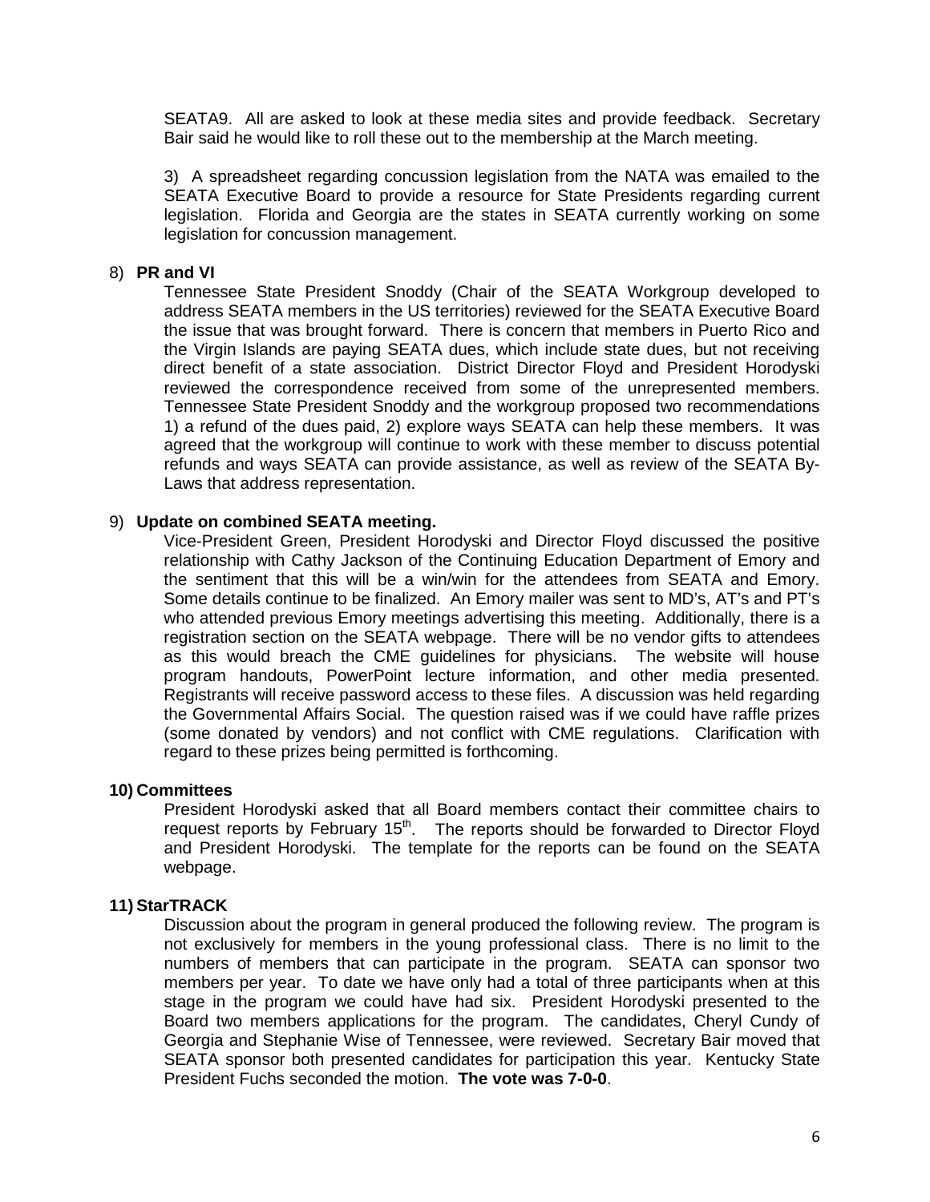SEATA9. All are asked to look at these media sites and provide feedback. Secretary Bair said he would like to roll these out to the membership at the March meeting.

3) A spreadsheet regarding concussion legislation from the NATA was emailed to the SEATA Executive Board to provide a resource for State Presidents regarding current legislation. Florida and Georgia are the states in SEATA currently working on some legislation for concussion management.

8) **PR and VI**

Tennessee State President Snoddy (Chair of the SEATA Workgroup developed to address SEATA members in the US territories) reviewed for the SEATA Executive Board the issue that was brought forward. There is concern that members in Puerto Rico and the Virgin Islands are paying SEATA dues, which include state dues, but not receiving direct benefit of a state association. District Director Floyd and President Horodyski reviewed the correspondence received from some of the unrepresented members. Tennessee State President Snoddy and the workgroup proposed two recommendations 1) a refund of the dues paid, 2) explore ways SEATA can help these members. It was agreed that the workgroup will continue to work with these member to discuss potential refunds and ways SEATA can provide assistance, as well as review of the SEATA By-Laws that address representation.

9) **Update on combined SEATA meeting.**

Vice-President Green, President Horodyski and Director Floyd discussed the positive relationship with Cathy Jackson of the Continuing Education Department of Emory and the sentiment that this will be a win/win for the attendees from SEATA and Emory. Some details continue to be finalized. An Emory mailer was sent to MD's, AT's and PT's who attended previous Emory meetings advertising this meeting. Additionally, there is a registration section on the SEATA webpage. There will be no vendor gifts to attendees as this would breach the CME guidelines for physicians. The website will house program handouts, PowerPoint lecture information, and other media presented. Registrants will receive password access to these files. A discussion was held regarding the Governmental Affairs Social. The question raised was if we could have raffle prizes (some donated by vendors) and not conflict with CME regulations. Clarification with regard to these prizes being permitted is forthcoming.

10) **Committees**

President Horodyski asked that all Board members contact their committee chairs to request reports by February 15th. The reports should be forwarded to Director Floyd and President Horodyski. The template for the reports can be found on the SEATA webpage.

11) **StarTRACK**

Discussion about the program in general produced the following review. The program is not exclusively for members in the young professional class. There is no limit to the numbers of members that can participate in the program. SEATA can sponsor two members per year. To date we have only had a total of three participants when at this stage in the program we could have had six. President Horodyski presented to the Board two members applications for the program. The candidates, Cheryl Cundy of Georgia and Stephanie Wise of Tennessee, were reviewed. Secretary Bair moved that SEATA sponsor both presented candidates for participation this year. Kentucky State President Fuchs seconded the motion. **The vote was 7-0-0**.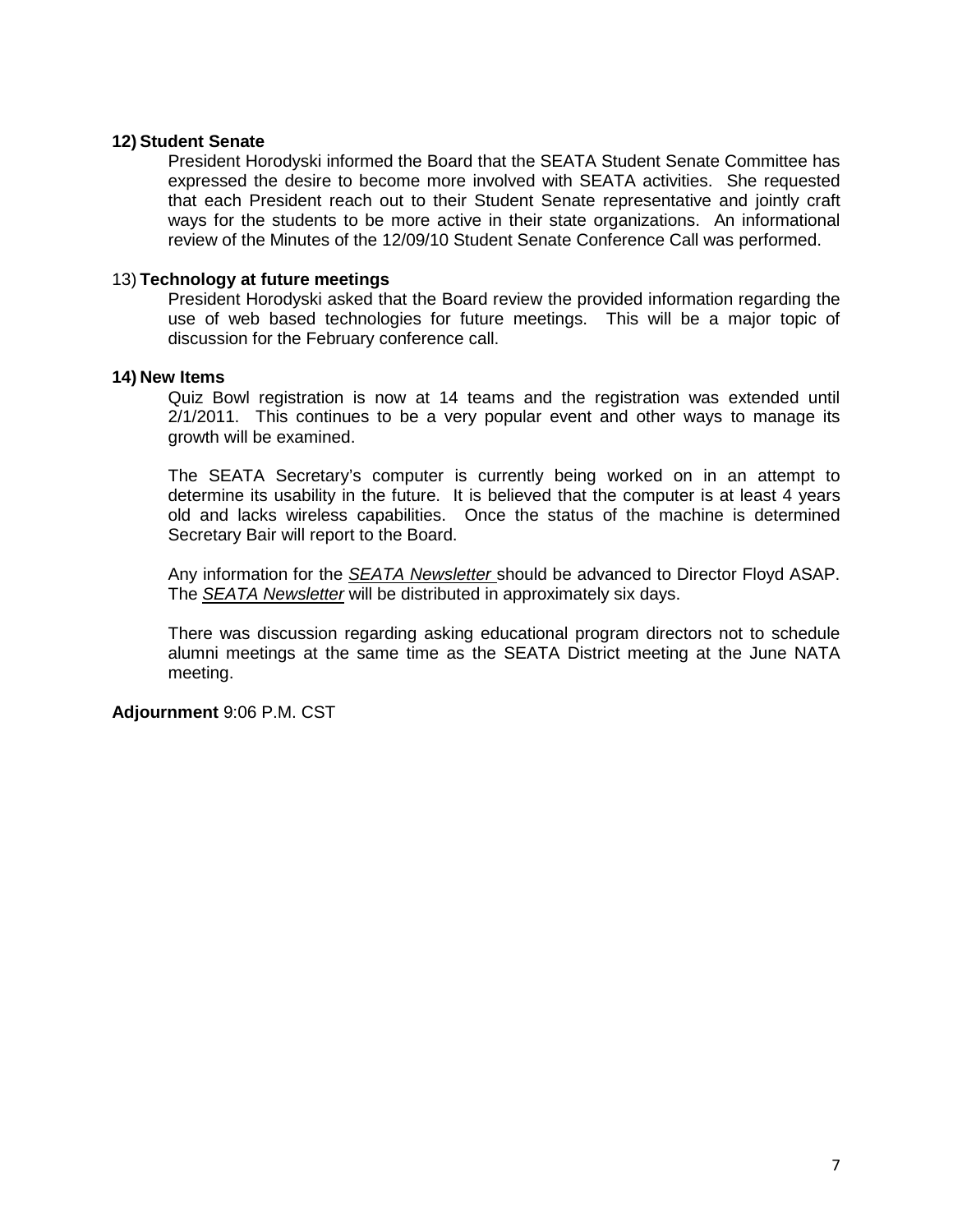**12) Student Senate**

President Horodyski informed the Board that the SEATA Student Senate Committee has expressed the desire to become more involved with SEATA activities. She requested that each President reach out to their Student Senate representative and jointly craft ways for the students to be more active in their state organizations. An informational review of the Minutes of the 12/09/10 Student Senate Conference Call was performed.

13) **Technology at future meetings**

President Horodyski asked that the Board review the provided information regarding the use of web based technologies for future meetings. This will be a major topic of discussion for the February conference call.

**14) New Items**

Quiz Bowl registration is now at 14 teams and the registration was extended until 2/1/2011. This continues to be a very popular event and other ways to manage its growth will be examined.

The SEATA Secretary's computer is currently being worked on in an attempt to determine its usability in the future. It is believed that the computer is at least 4 years old and lacks wireless capabilities. Once the status of the machine is determined Secretary Bair will report to the Board.

Any information for the *SEATA Newsletter* should be advanced to Director Floyd ASAP. The *SEATA Newsletter* will be distributed in approximately six days.

There was discussion regarding asking educational program directors not to schedule alumni meetings at the same time as the SEATA District meeting at the June NATA meeting.

**Adjournment** 9:06 P.M. CST